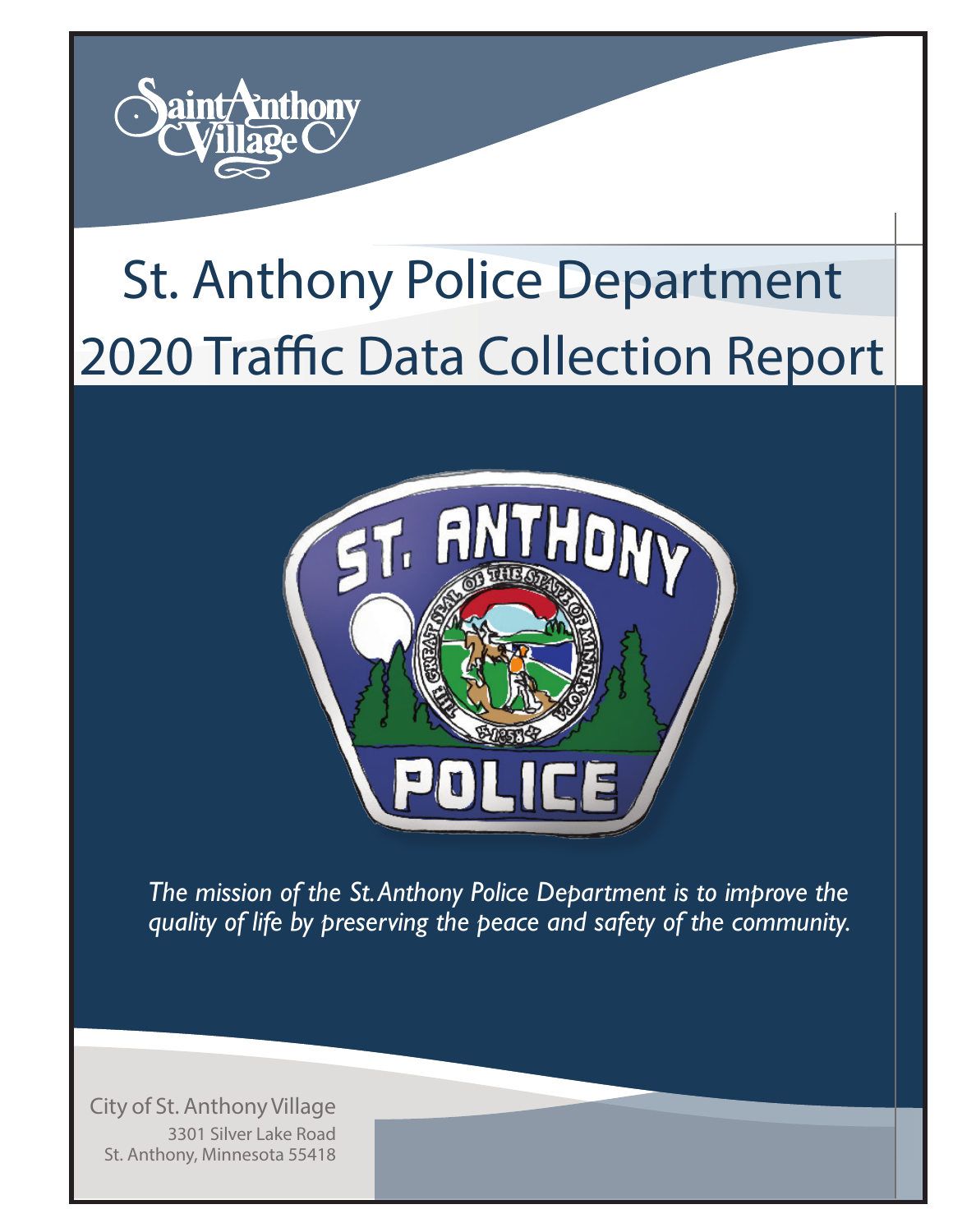Saint Anthony Village

# St. Anthony Police Department
# 2020 Traffic Data Collection Report

*The mission of the St. Anthony Police Department is to improve the quality of life by preserving the peace and safety of the community.*

City of St. Anthony Village
3301 Silver Lake Road
St. Anthony, Minnesota 55418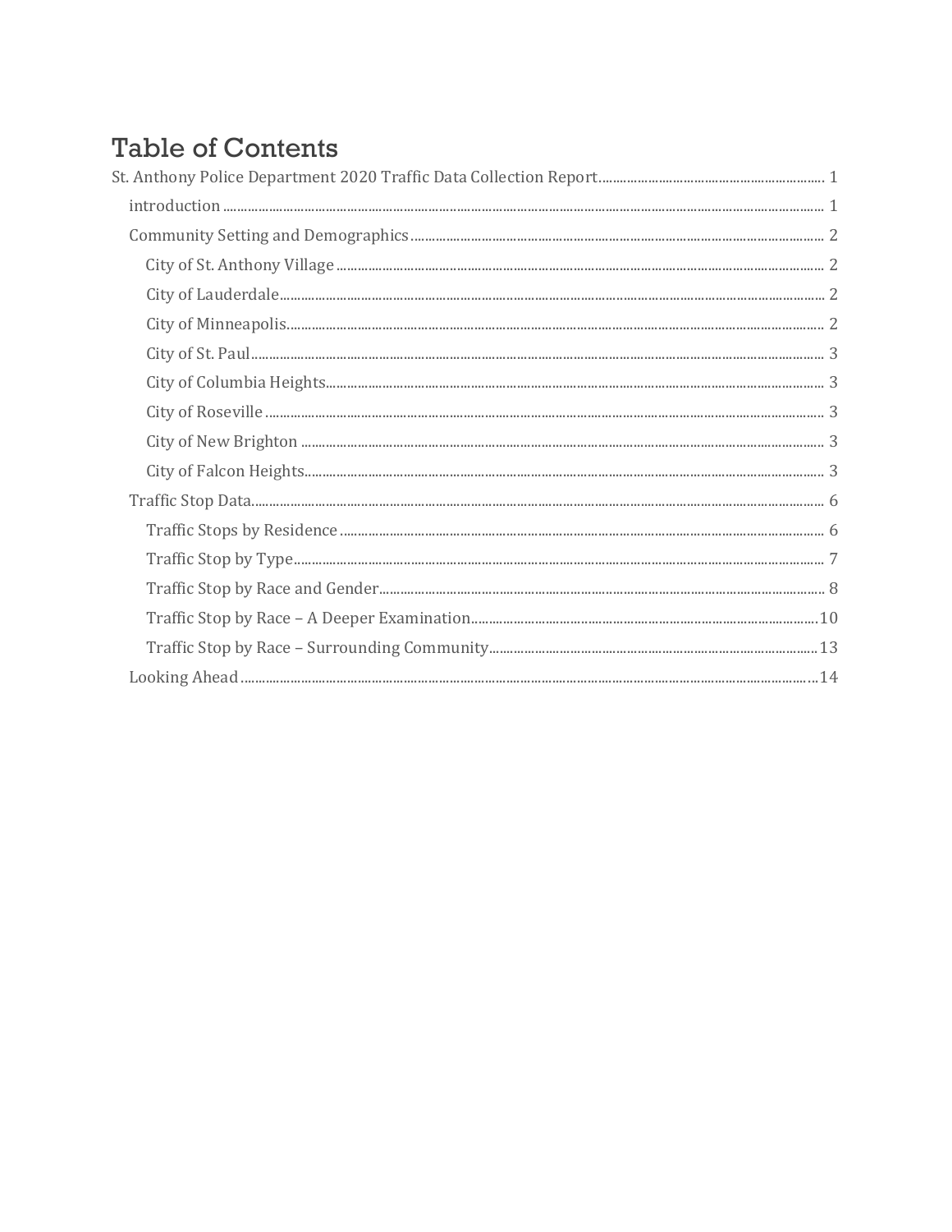# Table of Contents

St. Anthony Police Department 2020 Traffic Data Collection Report ........ 1

- introduction ........ 1
- Community Setting and Demographics ........ 2
  - City of St. Anthony Village ........ 2
  - City of Lauderdale ........ 2
  - City of Minneapolis ........ 2
  - City of St. Paul ........ 3
  - City of Columbia Heights ........ 3
  - City of Roseville ........ 3
  - City of New Brighton ........ 3
  - City of Falcon Heights ........ 3
- Traffic Stop Data ........ 6
  - Traffic Stops by Residence ........ 6
  - Traffic Stop by Type ........ 7
  - Traffic Stop by Race and Gender ........ 8
  - Traffic Stop by Race – A Deeper Examination ........ 10
  - Traffic Stop by Race – Surrounding Community ........ 13
- Looking Ahead ........ 14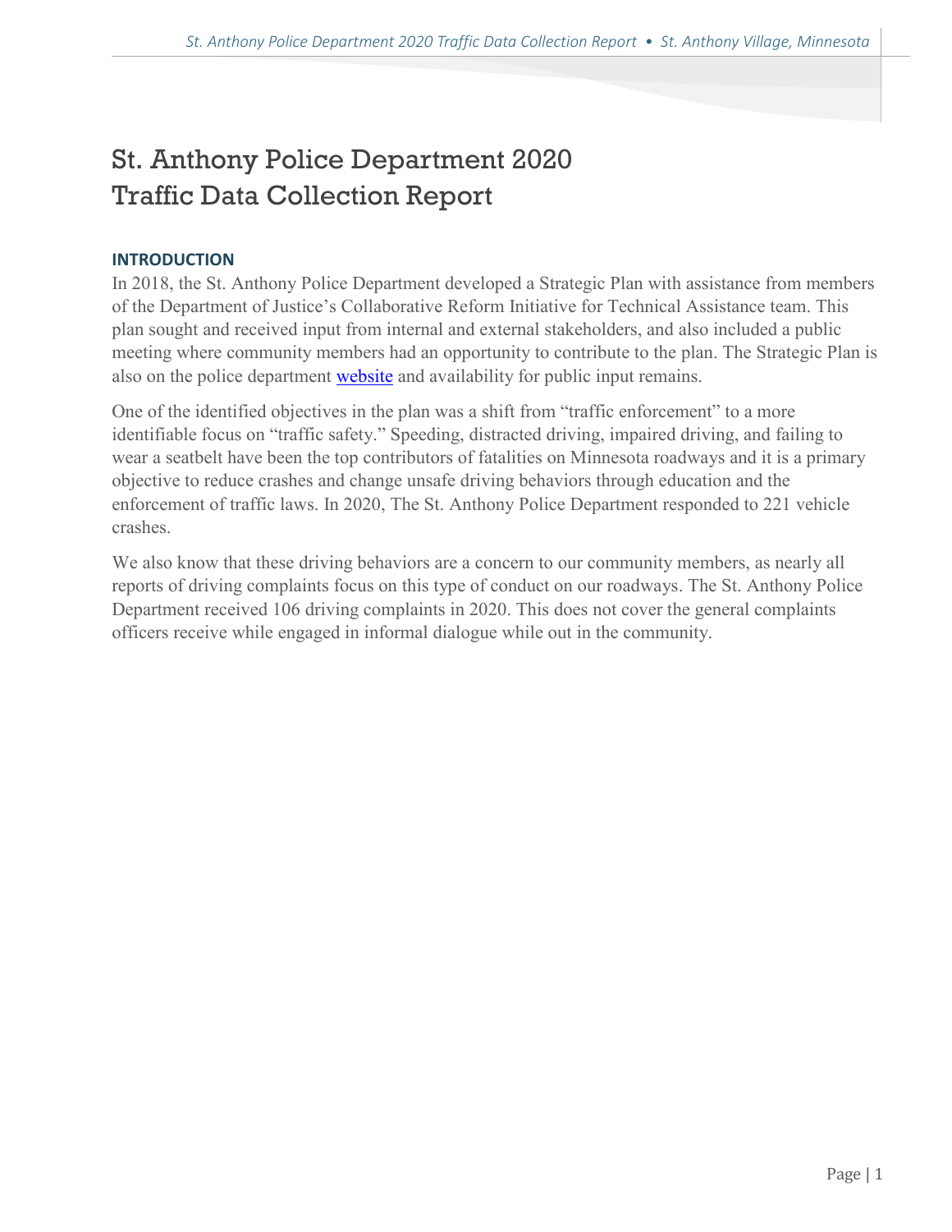# St. Anthony Police Department 2020 Traffic Data Collection Report

### INTRODUCTION

In 2018, the St. Anthony Police Department developed a Strategic Plan with assistance from members of the Department of Justice's Collaborative Reform Initiative for Technical Assistance team. This plan sought and received input from internal and external stakeholders, and also included a public meeting where community members had an opportunity to contribute to the plan. The Strategic Plan is also on the police department website and availability for public input remains.

One of the identified objectives in the plan was a shift from "traffic enforcement" to a more identifiable focus on "traffic safety." Speeding, distracted driving, impaired driving, and failing to wear a seatbelt have been the top contributors of fatalities on Minnesota roadways and it is a primary objective to reduce crashes and change unsafe driving behaviors through education and the enforcement of traffic laws. In 2020, The St. Anthony Police Department responded to 221 vehicle crashes.

We also know that these driving behaviors are a concern to our community members, as nearly all reports of driving complaints focus on this type of conduct on our roadways. The St. Anthony Police Department received 106 driving complaints in 2020. This does not cover the general complaints officers receive while engaged in informal dialogue while out in the community.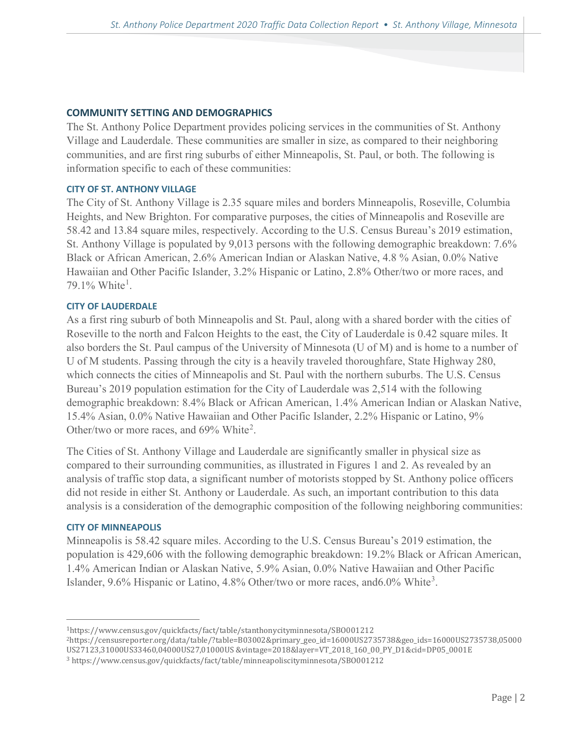## COMMUNITY SETTING AND DEMOGRAPHICS

The St. Anthony Police Department provides policing services in the communities of St. Anthony Village and Lauderdale. These communities are smaller in size, as compared to their neighboring communities, and are first ring suburbs of either Minneapolis, St. Paul, or both. The following is information specific to each of these communities:

### CITY OF ST. ANTHONY VILLAGE

The City of St. Anthony Village is 2.35 square miles and borders Minneapolis, Roseville, Columbia Heights, and New Brighton. For comparative purposes, the cities of Minneapolis and Roseville are 58.42 and 13.84 square miles, respectively. According to the U.S. Census Bureau's 2019 estimation, St. Anthony Village is populated by 9,013 persons with the following demographic breakdown: 7.6% Black or African American, 2.6% American Indian or Alaskan Native, 4.8 % Asian, 0.0% Native Hawaiian and Other Pacific Islander, 3.2% Hispanic or Latino, 2.8% Other/two or more races, and 79.1% White[1].

### CITY OF LAUDERDALE

As a first ring suburb of both Minneapolis and St. Paul, along with a shared border with the cities of Roseville to the north and Falcon Heights to the east, the City of Lauderdale is 0.42 square miles. It also borders the St. Paul campus of the University of Minnesota (U of M) and is home to a number of U of M students. Passing through the city is a heavily traveled thoroughfare, State Highway 280, which connects the cities of Minneapolis and St. Paul with the northern suburbs. The U.S. Census Bureau's 2019 population estimation for the City of Lauderdale was 2,514 with the following demographic breakdown: 8.4% Black or African American, 1.4% American Indian or Alaskan Native, 15.4% Asian, 0.0% Native Hawaiian and Other Pacific Islander, 2.2% Hispanic or Latino, 9% Other/two or more races, and 69% White[2].

The Cities of St. Anthony Village and Lauderdale are significantly smaller in physical size as compared to their surrounding communities, as illustrated in Figures 1 and 2. As revealed by an analysis of traffic stop data, a significant number of motorists stopped by St. Anthony police officers did not reside in either St. Anthony or Lauderdale. As such, an important contribution to this data analysis is a consideration of the demographic composition of the following neighboring communities:

### CITY OF MINNEAPOLIS

Minneapolis is 58.42 square miles. According to the U.S. Census Bureau's 2019 estimation, the population is 429,606 with the following demographic breakdown: 19.2% Black or African American, 1.4% American Indian or Alaskan Native, 5.9% Asian, 0.0% Native Hawaiian and Other Pacific Islander, 9.6% Hispanic or Latino, 4.8% Other/two or more races, and6.0% White[3].

---

[1] https://www.census.gov/quickfacts/fact/table/stanthonycityminnesota/SBO001212

[2] https://censusreporter.org/data/table/?table=B03002&primary_geo_id=16000US2735738&geo_ids=16000US2735738,05000US27123,31000US33460,04000US27,01000US &vintage=2018&layer=VT_2018_160_00_PY_D1&cid=DP05_0001E

[3] https://www.census.gov/quickfacts/fact/table/minneapoliscityminnesota/SBO001212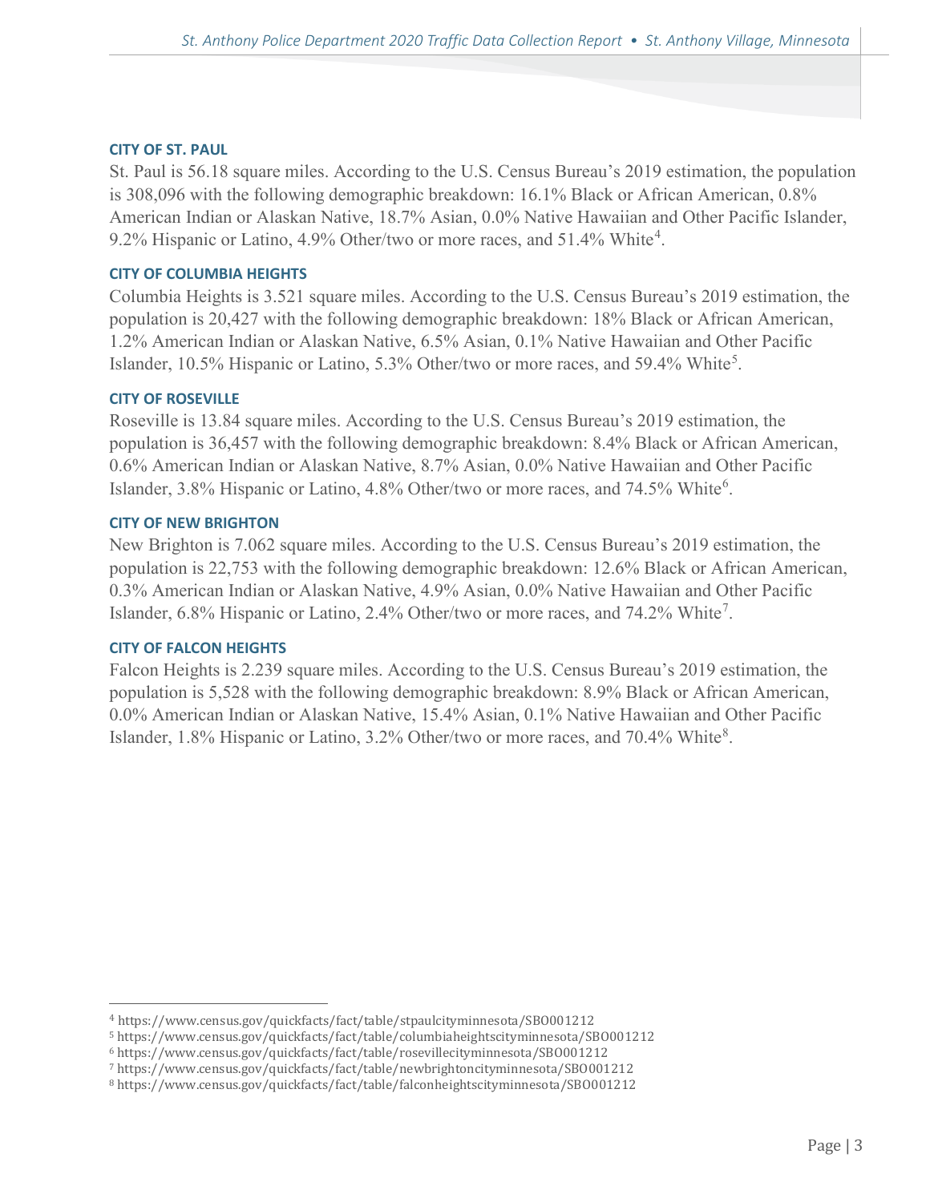### CITY OF ST. PAUL

St. Paul is 56.18 square miles. According to the U.S. Census Bureau's 2019 estimation, the population is 308,096 with the following demographic breakdown: 16.1% Black or African American, 0.8% American Indian or Alaskan Native, 18.7% Asian, 0.0% Native Hawaiian and Other Pacific Islander, 9.2% Hispanic or Latino, 4.9% Other/two or more races, and 51.4% White[4].

### CITY OF COLUMBIA HEIGHTS

Columbia Heights is 3.521 square miles. According to the U.S. Census Bureau's 2019 estimation, the population is 20,427 with the following demographic breakdown: 18% Black or African American, 1.2% American Indian or Alaskan Native, 6.5% Asian, 0.1% Native Hawaiian and Other Pacific Islander, 10.5% Hispanic or Latino, 5.3% Other/two or more races, and 59.4% White[5].

### CITY OF ROSEVILLE

Roseville is 13.84 square miles. According to the U.S. Census Bureau's 2019 estimation, the population is 36,457 with the following demographic breakdown: 8.4% Black or African American, 0.6% American Indian or Alaskan Native, 8.7% Asian, 0.0% Native Hawaiian and Other Pacific Islander, 3.8% Hispanic or Latino, 4.8% Other/two or more races, and 74.5% White[6].

### CITY OF NEW BRIGHTON

New Brighton is 7.062 square miles. According to the U.S. Census Bureau's 2019 estimation, the population is 22,753 with the following demographic breakdown: 12.6% Black or African American, 0.3% American Indian or Alaskan Native, 4.9% Asian, 0.0% Native Hawaiian and Other Pacific Islander, 6.8% Hispanic or Latino, 2.4% Other/two or more races, and 74.2% White[7].

### CITY OF FALCON HEIGHTS

Falcon Heights is 2.239 square miles. According to the U.S. Census Bureau's 2019 estimation, the population is 5,528 with the following demographic breakdown: 8.9% Black or African American, 0.0% American Indian or Alaskan Native, 15.4% Asian, 0.1% Native Hawaiian and Other Pacific Islander, 1.8% Hispanic or Latino, 3.2% Other/two or more races, and 70.4% White[8].

---

[4] https://www.census.gov/quickfacts/fact/table/stpaulcityminnesota/SBO001212
[5] https://www.census.gov/quickfacts/fact/table/columbiaheightscityminnesota/SBO001212
[6] https://www.census.gov/quickfacts/fact/table/rosevillecityminnesota/SBO001212
[7] https://www.census.gov/quickfacts/fact/table/newbrightoncityminnesota/SBO001212
[8] https://www.census.gov/quickfacts/fact/table/falconheightscityminnesota/SBO001212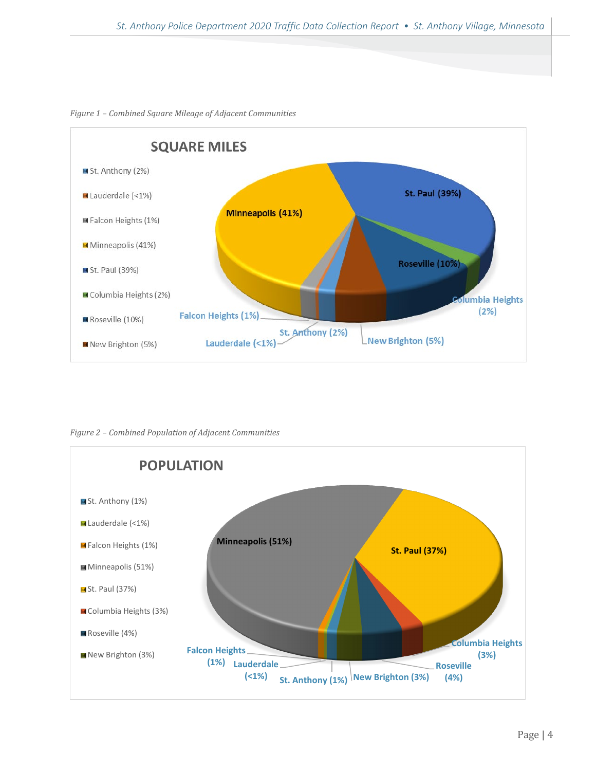*Figure 1 – Combined Square Mileage of Adjacent Communities*

**SQUARE MILES**

- St. Anthony (2%)
- Lauderdale (<1%)
- Falcon Heights (1%)
- Minneapolis (41%)
- St. Paul (39%)
- Columbia Heights (2%)
- Roseville (10%)
- New Brighton (5%)

*Figure 2 – Combined Population of Adjacent Communities*

**POPULATION**

- St. Anthony (1%)
- Lauderdale (<1%)
- Falcon Heights (1%)
- Minneapolis (51%)
- St. Paul (37%)
- Columbia Heights (3%)
- Roseville (4%)
- New Brighton (3%)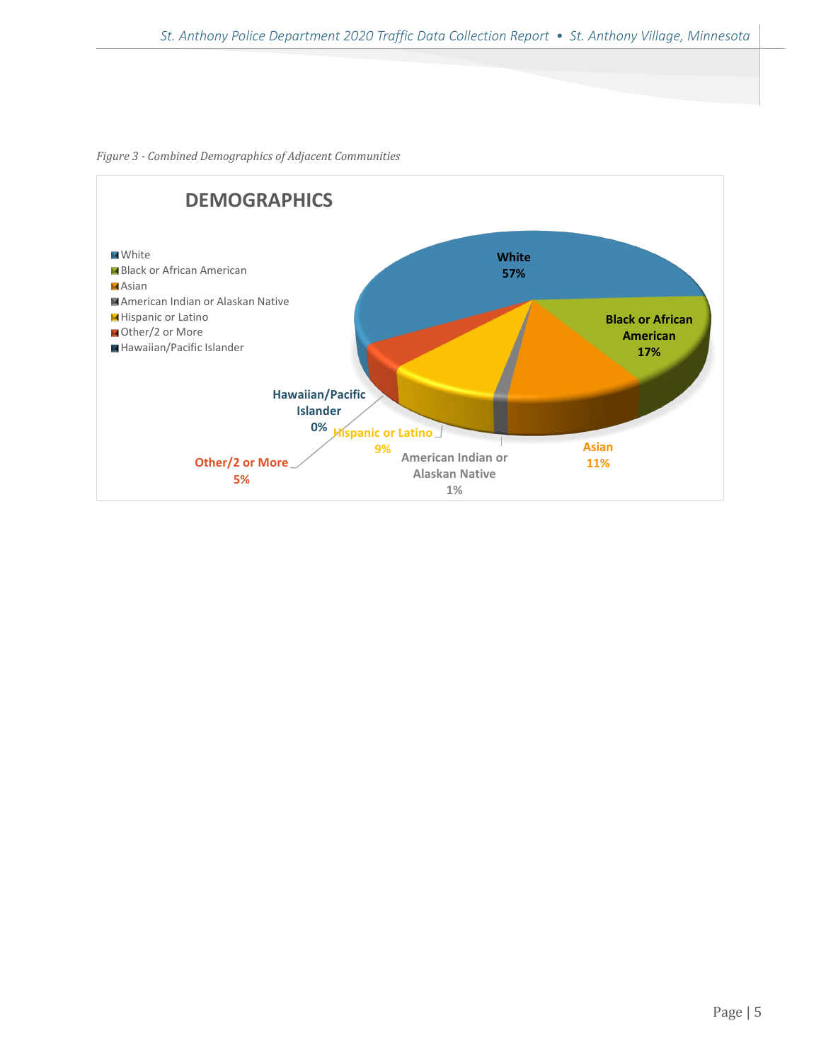*Figure 3 - Combined Demographics of Adjacent Communities*

**DEMOGRAPHICS**

| Category | Percentage |
|---|---|
| White | 57% |
| Black or African American | 17% |
| Asian | 11% |
| American Indian or Alaskan Native | 1% |
| Hispanic or Latino | 9% |
| Other/2 or More | 5% |
| Hawaiian/Pacific Islander | 0% |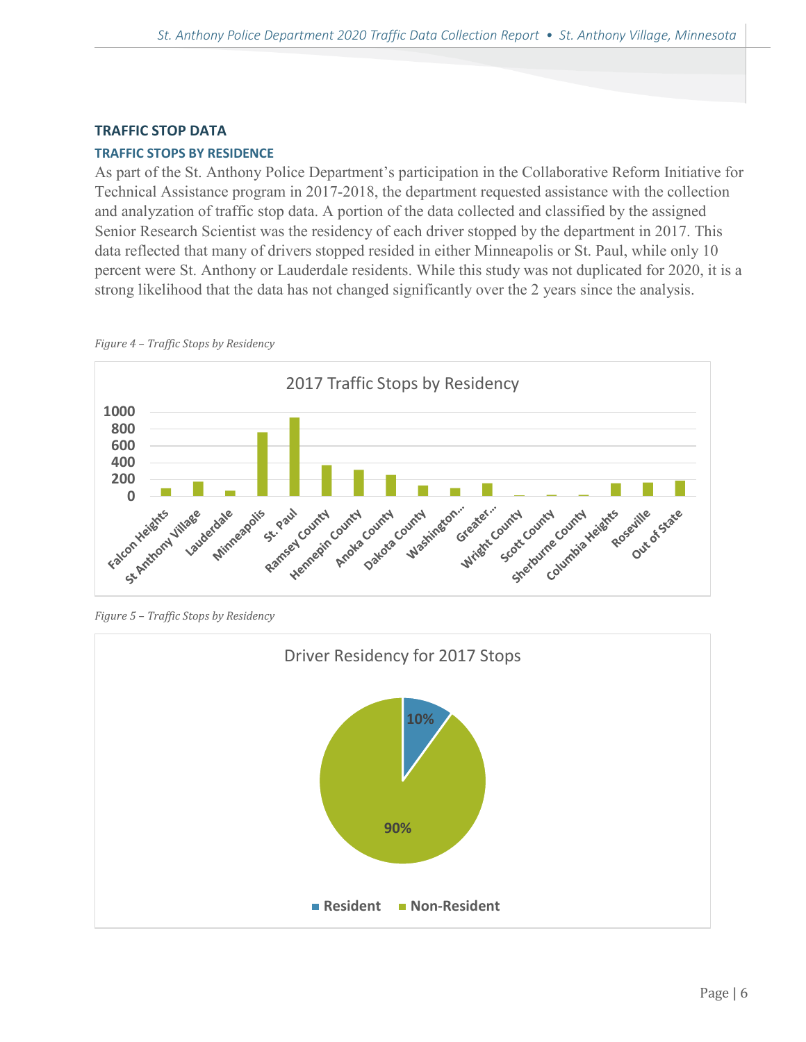## TRAFFIC STOP DATA

### TRAFFIC STOPS BY RESIDENCE

As part of the St. Anthony Police Department's participation in the Collaborative Reform Initiative for Technical Assistance program in 2017-2018, the department requested assistance with the collection and analyzation of traffic stop data. A portion of the data collected and classified by the assigned Senior Research Scientist was the residency of each driver stopped by the department in 2017. This data reflected that many of drivers stopped resided in either Minneapolis or St. Paul, while only 10 percent were St. Anthony or Lauderdale residents. While this study was not duplicated for 2020, it is a strong likelihood that the data has not changed significantly over the 2 years since the analysis.

*Figure 4 – Traffic Stops by Residency*

2017 Traffic Stops by Residency

*Figure 5 – Traffic Stops by Residency*

Driver Residency for 2017 Stops

| Category | Share |
| --- | --- |
| Resident | 10% |
| Non-Resident | 90% |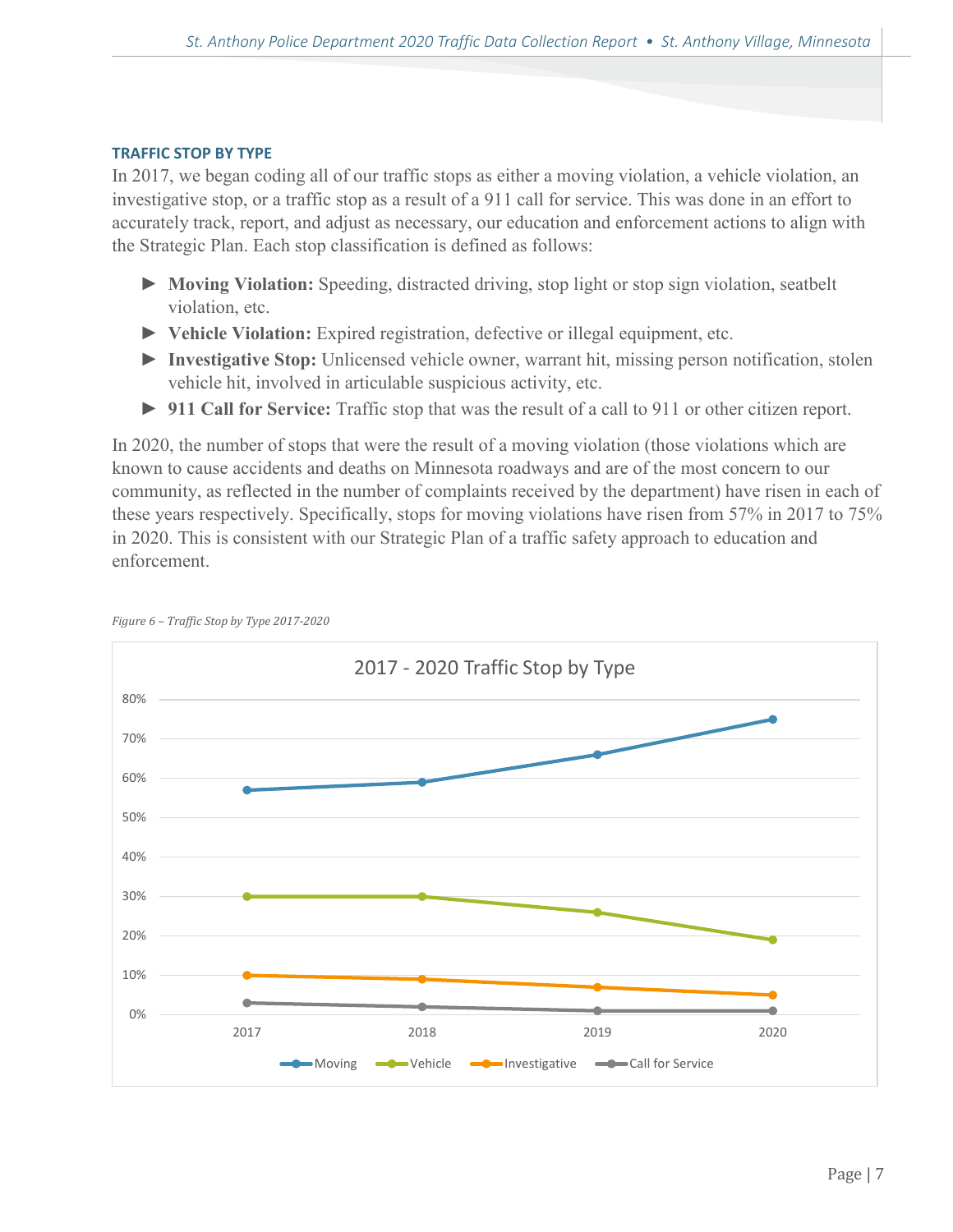### TRAFFIC STOP BY TYPE

In 2017, we began coding all of our traffic stops as either a moving violation, a vehicle violation, an investigative stop, or a traffic stop as a result of a 911 call for service. This was done in an effort to accurately track, report, and adjust as necessary, our education and enforcement actions to align with the Strategic Plan. Each stop classification is defined as follows:

- ► **Moving Violation:** Speeding, distracted driving, stop light or stop sign violation, seatbelt violation, etc.
- ► **Vehicle Violation:** Expired registration, defective or illegal equipment, etc.
- ► **Investigative Stop:** Unlicensed vehicle owner, warrant hit, missing person notification, stolen vehicle hit, involved in articulable suspicious activity, etc.
- ► **911 Call for Service:** Traffic stop that was the result of a call to 911 or other citizen report.

In 2020, the number of stops that were the result of a moving violation (those violations which are known to cause accidents and deaths on Minnesota roadways and are of the most concern to our community, as reflected in the number of complaints received by the department) have risen in each of these years respectively. Specifically, stops for moving violations have risen from 57% in 2017 to 75% in 2020. This is consistent with our Strategic Plan of a traffic safety approach to education and enforcement.

*Figure 6 – Traffic Stop by Type 2017-2020*

**2017 - 2020 Traffic Stop by Type**

| | 2017 | 2018 | 2019 | 2020 |
|---|---|---|---|---|
| Moving | 57% | 59% | 66% | 75% |
| Vehicle | 30% | 30% | 26% | 19% |
| Investigative | 10% | 9% | 7% | 5% |
| Call for Service | 3% | 2% | 1% | 1% |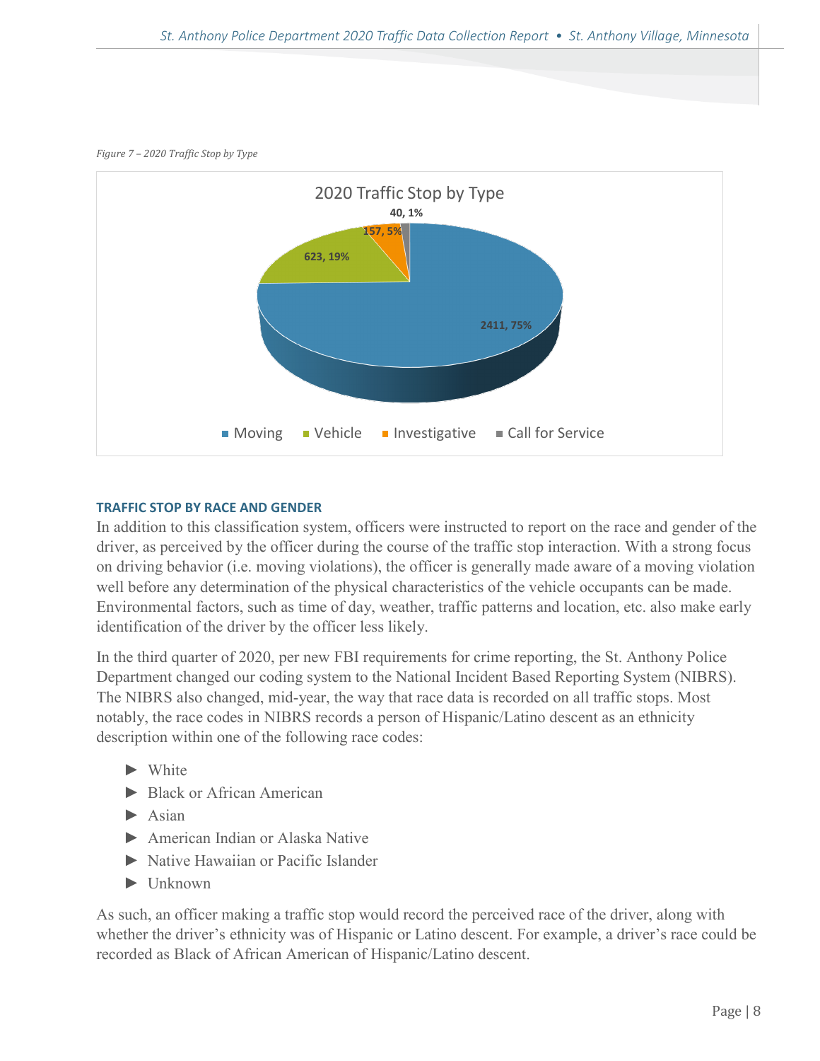*Figure 7 – 2020 Traffic Stop by Type*

### TRAFFIC STOP BY RACE AND GENDER

In addition to this classification system, officers were instructed to report on the race and gender of the driver, as perceived by the officer during the course of the traffic stop interaction. With a strong focus on driving behavior (i.e. moving violations), the officer is generally made aware of a moving violation well before any determination of the physical characteristics of the vehicle occupants can be made. Environmental factors, such as time of day, weather, traffic patterns and location, etc. also make early identification of the driver by the officer less likely.

In the third quarter of 2020, per new FBI requirements for crime reporting, the St. Anthony Police Department changed our coding system to the National Incident Based Reporting System (NIBRS). The NIBRS also changed, mid-year, the way that race data is recorded on all traffic stops. Most notably, the race codes in NIBRS records a person of Hispanic/Latino descent as an ethnicity description within one of the following race codes:

- White
- Black or African American
- Asian
- American Indian or Alaska Native
- Native Hawaiian or Pacific Islander
- Unknown

As such, an officer making a traffic stop would record the perceived race of the driver, along with whether the driver's ethnicity was of Hispanic or Latino descent. For example, a driver's race could be recorded as Black of African American of Hispanic/Latino descent.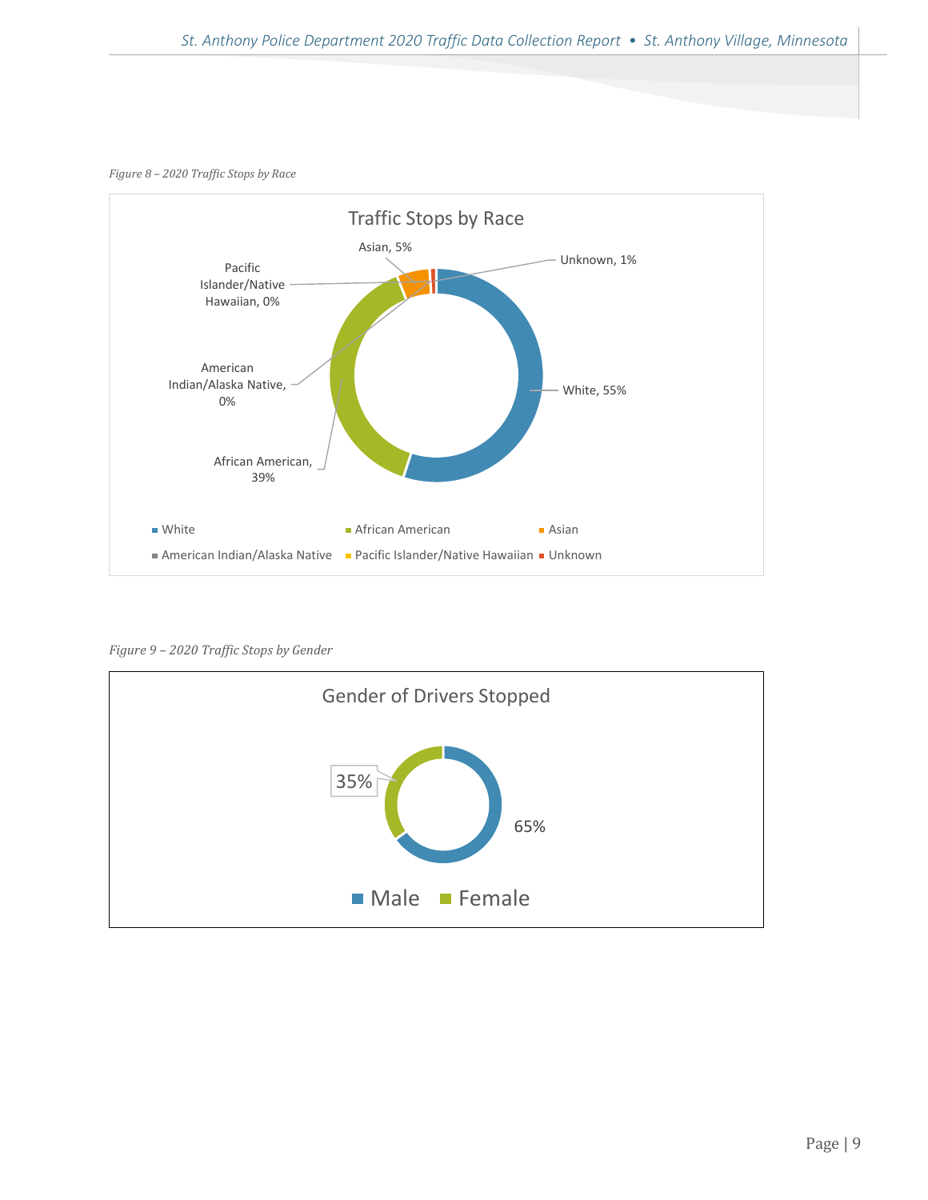*Figure 8 – 2020 Traffic Stops by Race*

Traffic Stops by Race

| Race | Percent |
|---|---|
| White | 55% |
| African American | 39% |
| Asian | 5% |
| American Indian/Alaska Native | 0% |
| Pacific Islander/Native Hawaiian | 0% |
| Unknown | 1% |

*Figure 9 – 2020 Traffic Stops by Gender*

Gender of Drivers Stopped

| Gender | Percent |
|---|---|
| Male | 65% |
| Female | 35% |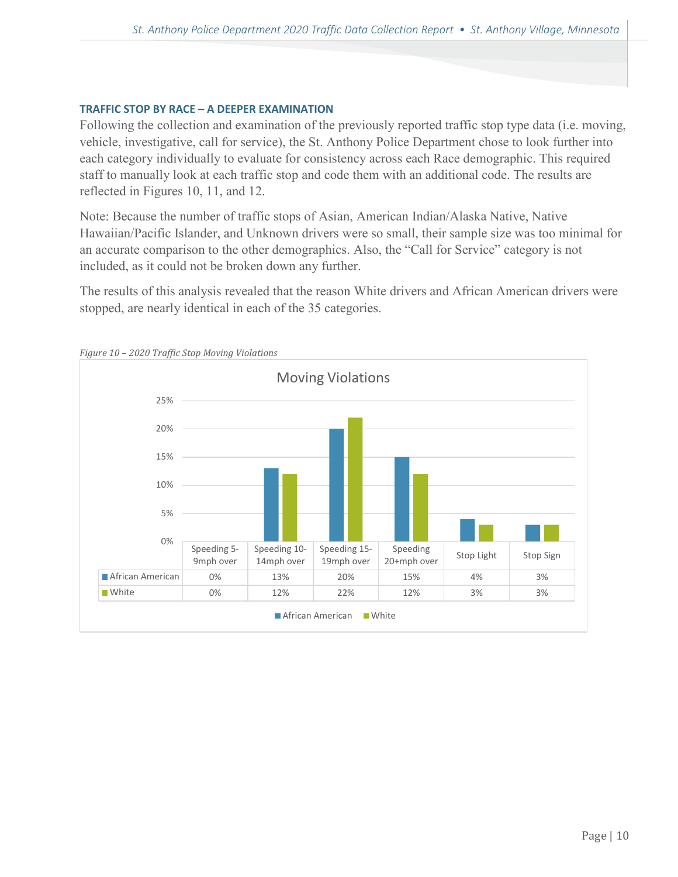### TRAFFIC STOP BY RACE – A DEEPER EXAMINATION

Following the collection and examination of the previously reported traffic stop type data (i.e. moving, vehicle, investigative, call for service), the St. Anthony Police Department chose to look further into each category individually to evaluate for consistency across each Race demographic. This required staff to manually look at each traffic stop and code them with an additional code. The results are reflected in Figures 10, 11, and 12.

Note: Because the number of traffic stops of Asian, American Indian/Alaska Native, Native Hawaiian/Pacific Islander, and Unknown drivers were so small, their sample size was too minimal for an accurate comparison to the other demographics. Also, the "Call for Service" category is not included, as it could not be broken down any further.

The results of this analysis revealed that the reason White drivers and African American drivers were stopped, are nearly identical in each of the 35 categories.

*Figure 10 – 2020 Traffic Stop Moving Violations*

**Moving Violations**

| | Speeding 5-9mph over | Speeding 10-14mph over | Speeding 15-19mph over | Speeding 20+mph over | Stop Light | Stop Sign |
|---|---|---|---|---|---|---|
| African American | 0% | 13% | 20% | 15% | 4% | 3% |
| White | 0% | 12% | 22% | 12% | 3% | 3% |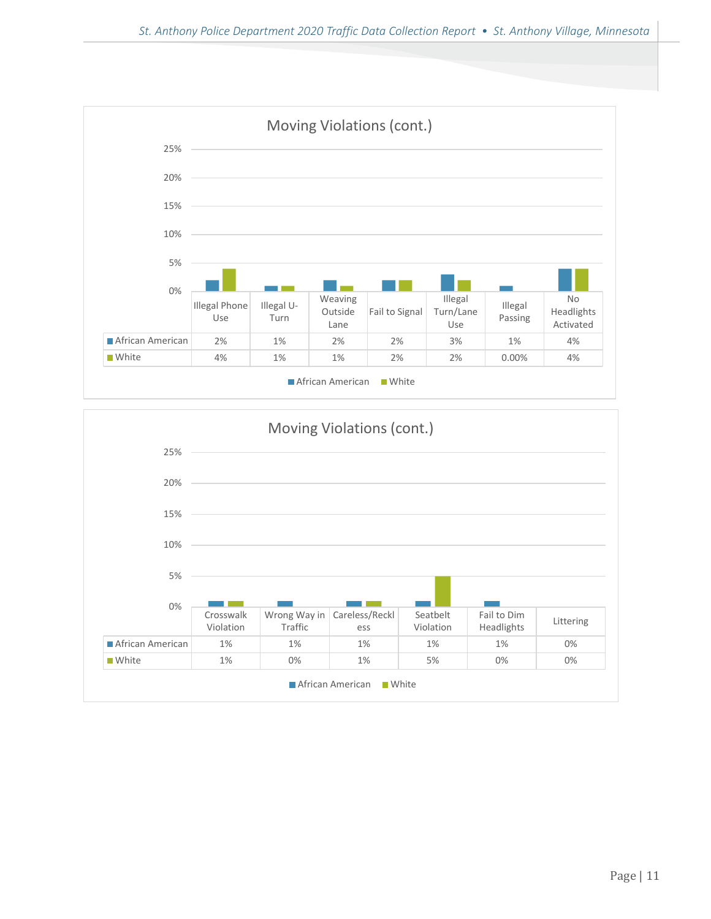## Moving Violations (cont.)

| | Illegal Phone Use | Illegal U-Turn | Weaving Outside Lane | Fail to Signal | Illegal Turn/Lane Use | Illegal Passing | No Headlights Activated |
|---|---|---|---|---|---|---|---|
| African American | 2% | 1% | 2% | 2% | 3% | 1% | 4% |
| White | 4% | 1% | 1% | 2% | 2% | 0.00% | 4% |

## Moving Violations (cont.)

| | Crosswalk Violation | Wrong Way in Traffic | Careless/Reckless | Seatbelt Violation | Fail to Dim Headlights | Littering |
|---|---|---|---|---|---|---|
| African American | 1% | 1% | 1% | 1% | 1% | 0% |
| White | 1% | 0% | 1% | 5% | 0% | 0% |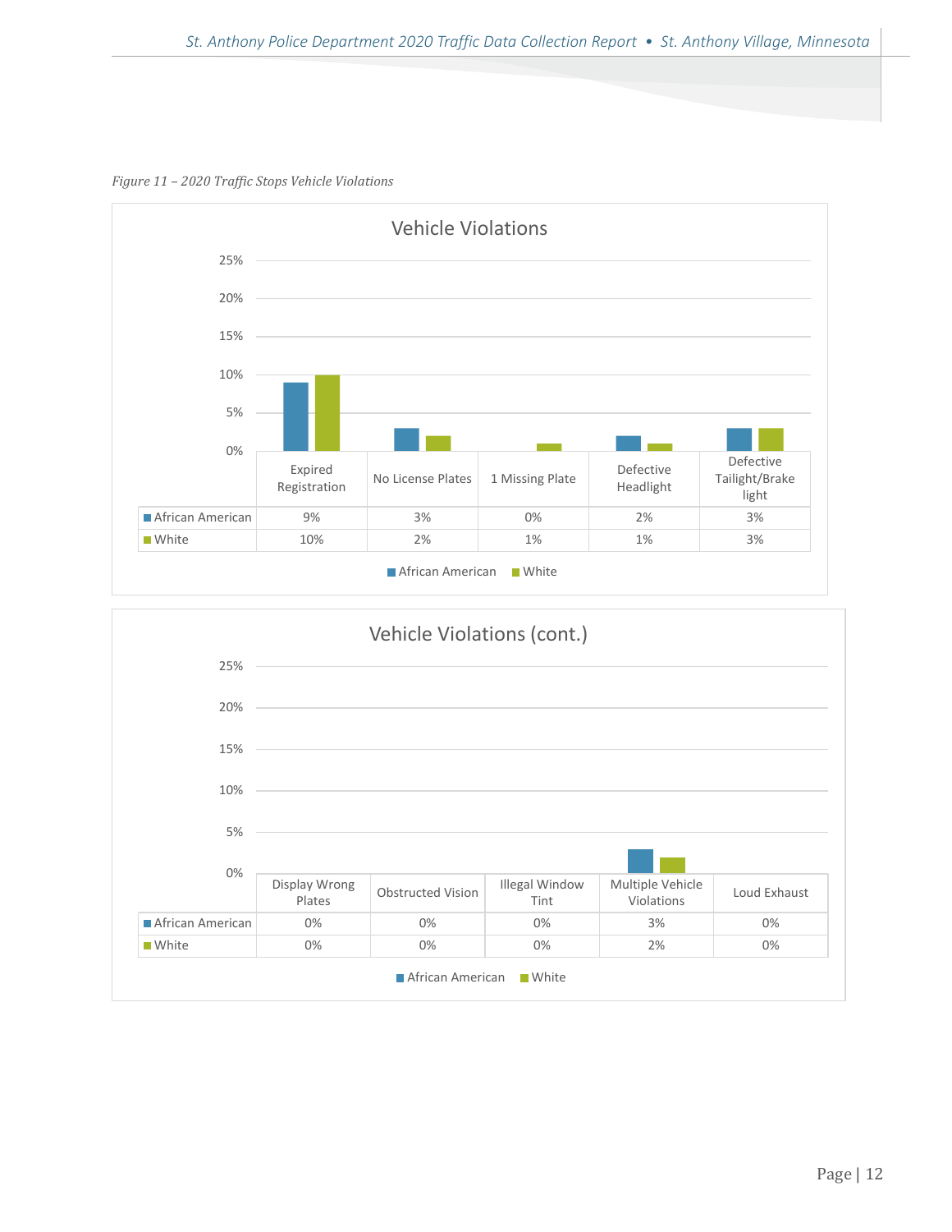*Figure 11 – 2020 Traffic Stops Vehicle Violations*

**Vehicle Violations**

| | Expired Registration | No License Plates | 1 Missing Plate | Defective Headlight | Defective Tailight/Brake light |
|---|---|---|---|---|---|
| African American | 9% | 3% | 0% | 2% | 3% |
| White | 10% | 2% | 1% | 1% | 3% |

**Vehicle Violations (cont.)**

| | Display Wrong Plates | Obstructed Vision | Illegal Window Tint | Multiple Vehicle Violations | Loud Exhaust |
|---|---|---|---|---|---|
| African American | 0% | 0% | 0% | 3% | 0% |
| White | 0% | 0% | 0% | 2% | 0% |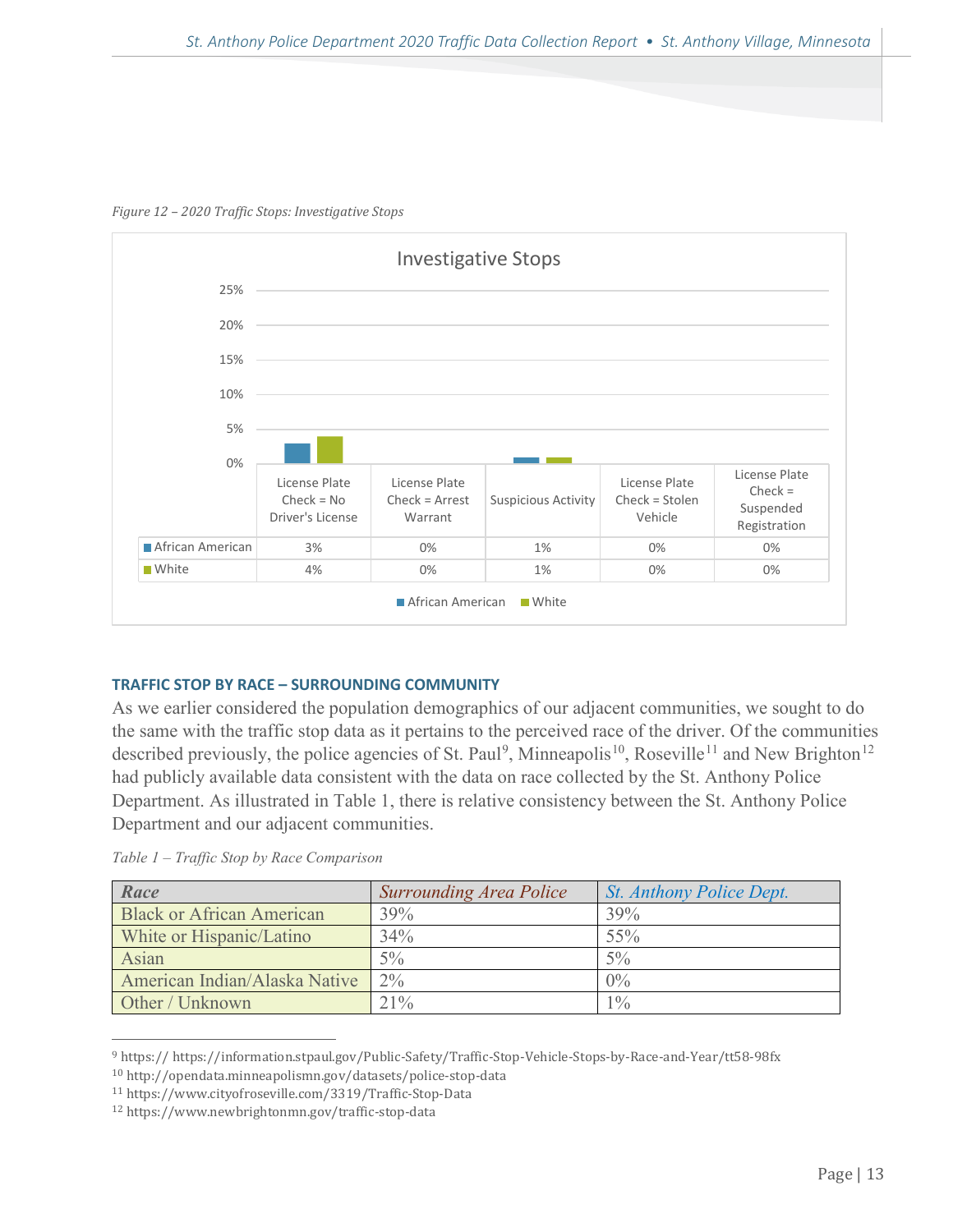*Figure 12 – 2020 Traffic Stops: Investigative Stops*

**Investigative Stops**

| | License Plate Check = No Driver's License | License Plate Check = Arrest Warrant | Suspicious Activity | License Plate Check = Stolen Vehicle | License Plate Check = Suspended Registration |
|---|---|---|---|---|---|
| African American | 3% | 0% | 1% | 0% | 0% |
| White | 4% | 0% | 1% | 0% | 0% |

#### TRAFFIC STOP BY RACE – SURROUNDING COMMUNITY

As we earlier considered the population demographics of our adjacent communities, we sought to do the same with the traffic stop data as it pertains to the perceived race of the driver. Of the communities described previously, the police agencies of St. Paul[9], Minneapolis[10], Roseville[11] and New Brighton[12] had publicly available data consistent with the data on race collected by the St. Anthony Police Department. As illustrated in Table 1, there is relative consistency between the St. Anthony Police Department and our adjacent communities.

*Table 1 – Traffic Stop by Race Comparison*

| *Race* | *Surrounding Area Police* | *St. Anthony Police Dept.* |
|---|---|---|
| Black or African American | 39% | 39% |
| White or Hispanic/Latino | 34% | 55% |
| Asian | 5% | 5% |
| American Indian/Alaska Native | 2% | 0% |
| Other / Unknown | 21% | 1% |

---

[9] https:// https://information.stpaul.gov/Public-Safety/Traffic-Stop-Vehicle-Stops-by-Race-and-Year/tt58-98fx

[10] http://opendata.minneapolismn.gov/datasets/police-stop-data

[11] https://www.cityofroseville.com/3319/Traffic-Stop-Data

[12] https://www.newbrightonmn.gov/traffic-stop-data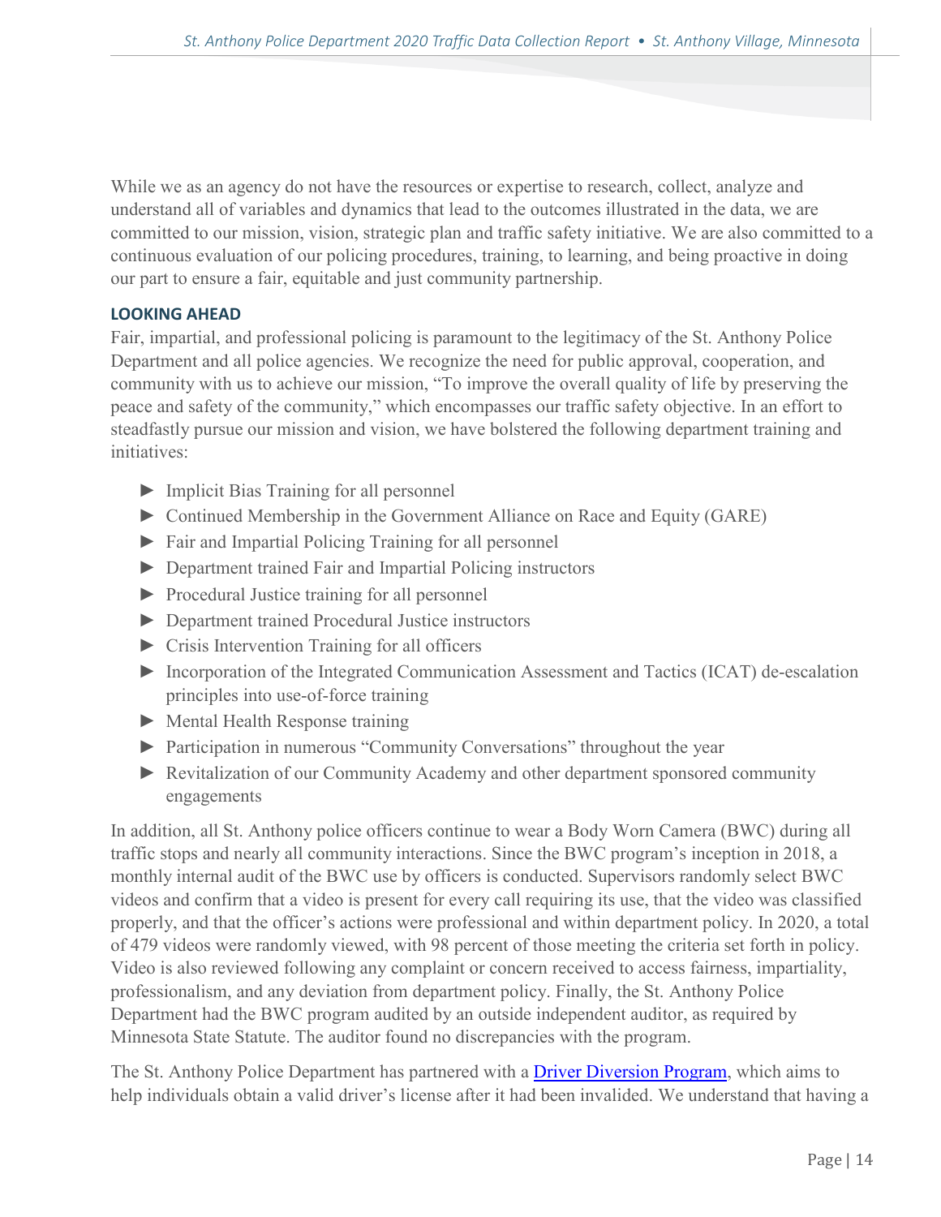While we as an agency do not have the resources or expertise to research, collect, analyze and understand all of variables and dynamics that lead to the outcomes illustrated in the data, we are committed to our mission, vision, strategic plan and traffic safety initiative. We are also committed to a continuous evaluation of our policing procedures, training, to learning, and being proactive in doing our part to ensure a fair, equitable and just community partnership.

## LOOKING AHEAD

Fair, impartial, and professional policing is paramount to the legitimacy of the St. Anthony Police Department and all police agencies. We recognize the need for public approval, cooperation, and community with us to achieve our mission, "To improve the overall quality of life by preserving the peace and safety of the community," which encompasses our traffic safety objective. In an effort to steadfastly pursue our mission and vision, we have bolstered the following department training and initiatives:

- Implicit Bias Training for all personnel
- Continued Membership in the Government Alliance on Race and Equity (GARE)
- Fair and Impartial Policing Training for all personnel
- Department trained Fair and Impartial Policing instructors
- Procedural Justice training for all personnel
- Department trained Procedural Justice instructors
- Crisis Intervention Training for all officers
- Incorporation of the Integrated Communication Assessment and Tactics (ICAT) de-escalation principles into use-of-force training
- Mental Health Response training
- Participation in numerous "Community Conversations" throughout the year
- Revitalization of our Community Academy and other department sponsored community engagements

In addition, all St. Anthony police officers continue to wear a Body Worn Camera (BWC) during all traffic stops and nearly all community interactions. Since the BWC program's inception in 2018, a monthly internal audit of the BWC use by officers is conducted. Supervisors randomly select BWC videos and confirm that a video is present for every call requiring its use, that the video was classified properly, and that the officer's actions were professional and within department policy. In 2020, a total of 479 videos were randomly viewed, with 98 percent of those meeting the criteria set forth in policy. Video is also reviewed following any complaint or concern received to access fairness, impartiality, professionalism, and any deviation from department policy. Finally, the St. Anthony Police Department had the BWC program audited by an outside independent auditor, as required by Minnesota State Statute. The auditor found no discrepancies with the program.

The St. Anthony Police Department has partnered with a Driver Diversion Program, which aims to help individuals obtain a valid driver's license after it had been invalided. We understand that having a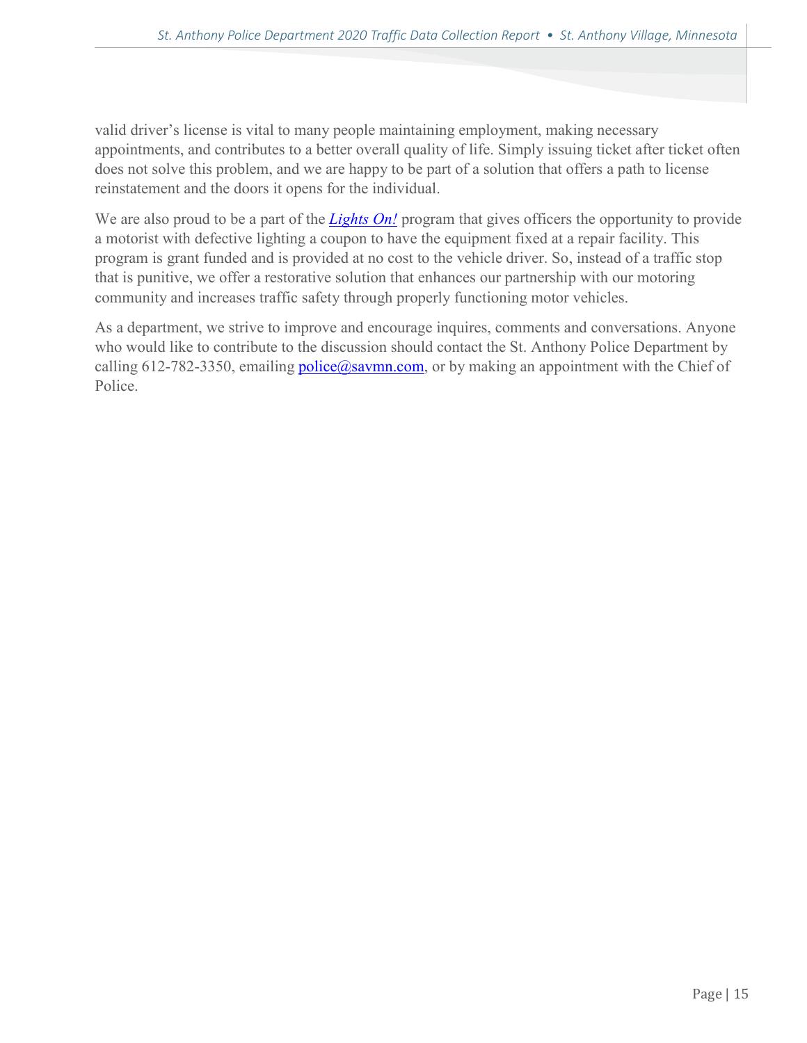valid driver's license is vital to many people maintaining employment, making necessary appointments, and contributes to a better overall quality of life. Simply issuing ticket after ticket often does not solve this problem, and we are happy to be part of a solution that offers a path to license reinstatement and the doors it opens for the individual.

We are also proud to be a part of the [*Lights On!*]() program that gives officers the opportunity to provide a motorist with defective lighting a coupon to have the equipment fixed at a repair facility. This program is grant funded and is provided at no cost to the vehicle driver. So, instead of a traffic stop that is punitive, we offer a restorative solution that enhances our partnership with our motoring community and increases traffic safety through properly functioning motor vehicles.

As a department, we strive to improve and encourage inquires, comments and conversations. Anyone who would like to contribute to the discussion should contact the St. Anthony Police Department by calling 612-782-3350, emailing police@savmn.com, or by making an appointment with the Chief of Police.